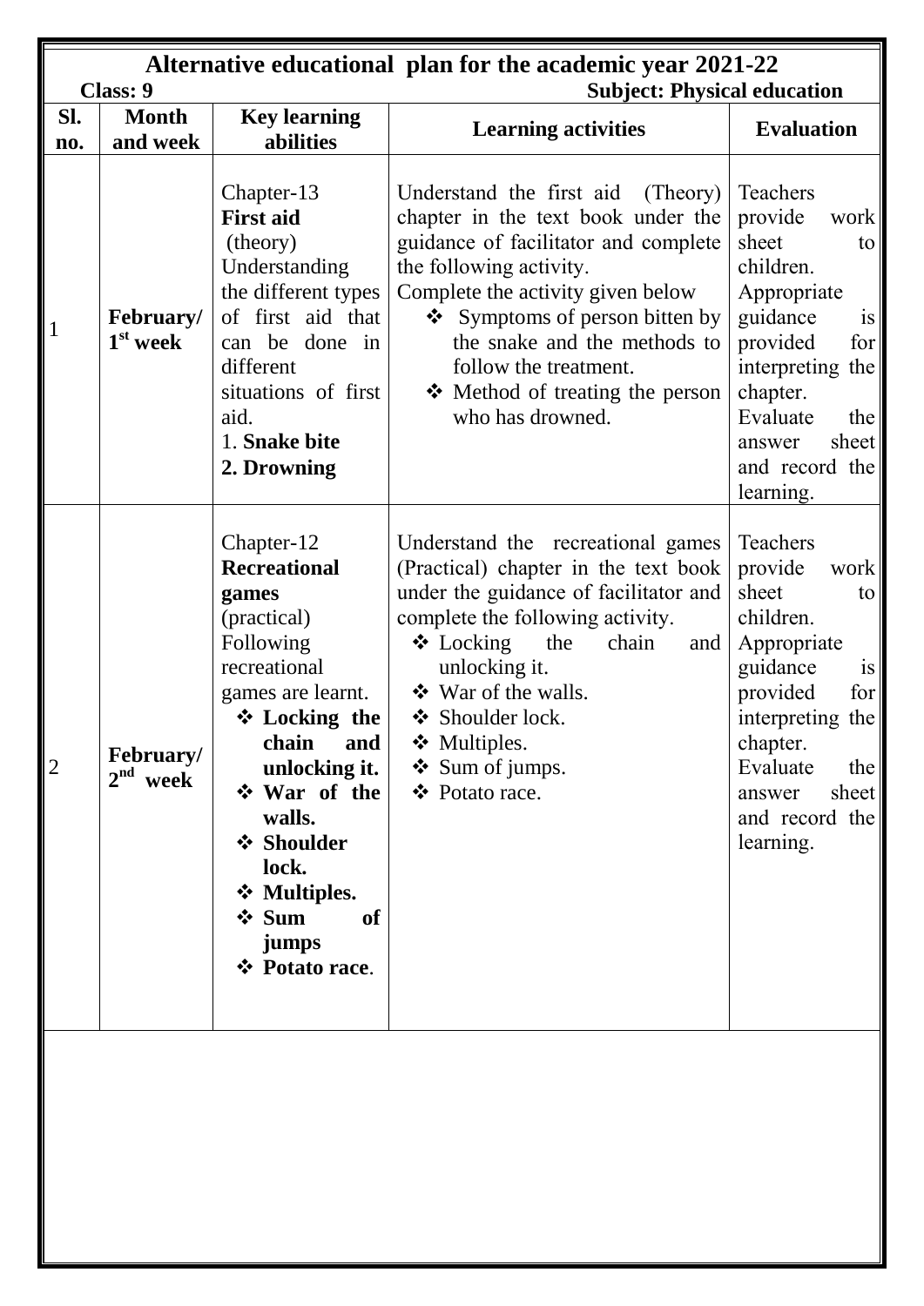# Alternative educational plan for the academic year 2021-22

**Class: 9** **Subject: Physical education**

| Sl. no. | Month and week | Key learning abilities | Learning activities | Evaluation |
|---|---|---|---|---|
| 1 | **February/ 1st week** | Chapter-13 **First aid** (theory) Understanding the different types of first aid that can be done in different situations of first aid. 1. **Snake bite** **2. Drowning** | Understand the first aid (Theory) chapter in the text book under the guidance of facilitator and complete the following activity. Complete the activity given below ❖ Symptoms of person bitten by the snake and the methods to follow the treatment. ❖ Method of treating the person who has drowned. | Teachers provide work sheet to children. Appropriate guidance is provided for interpreting the chapter. Evaluate the answer sheet and record the learning. |
| 2 | **February/ 2nd week** | Chapter-12 **Recreational games** (practical) Following recreational games are learnt. ❖ **Locking the chain and unlocking it.** ❖ **War of the walls.** ❖ **Shoulder lock.** ❖ **Multiples.** ❖ **Sum of jumps** ❖ **Potato race**. | Understand the recreational games (Practical) chapter in the text book under the guidance of facilitator and complete the following activity. ❖ Locking the chain and unlocking it. ❖ War of the walls. ❖ Shoulder lock. ❖ Multiples. ❖ Sum of jumps. ❖ Potato race. | Teachers provide work sheet to children. Appropriate guidance is provided for interpreting the chapter. Evaluate the answer sheet and record the learning. |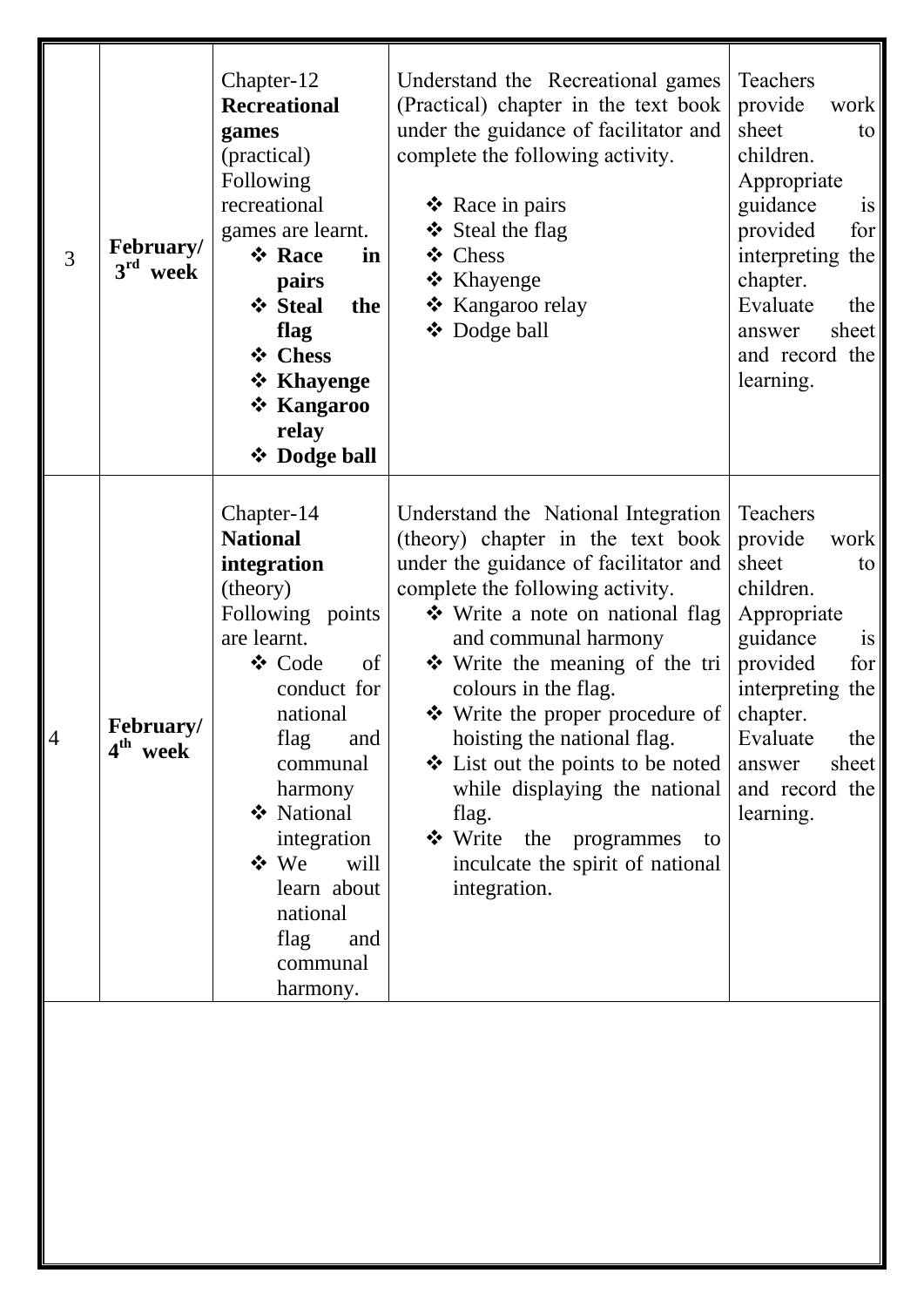| | | | | |
|---|---|---|---|---|
| 3 | **February/ 3rd week** | Chapter-12 **Recreational games** (practical) Following recreational games are learnt.<br>❖ **Race in pairs**<br>❖ **Steal the flag**<br>❖ **Chess**<br>❖ **Khayenge**<br>❖ **Kangaroo relay**<br>❖ **Dodge ball** | Understand the Recreational games (Practical) chapter in the text book under the guidance of facilitator and complete the following activity.<br>❖ Race in pairs<br>❖ Steal the flag<br>❖ Chess<br>❖ Khayenge<br>❖ Kangaroo relay<br>❖ Dodge ball | Teachers provide work sheet to children. Appropriate guidance is provided for interpreting the chapter. Evaluate the answer sheet and record the learning. |
| 4 | **February/ 4th week** | Chapter-14 **National integration** (theory) Following points are learnt.<br>❖ Code of conduct for national flag and communal harmony<br>❖ National integration<br>❖ We will learn about national flag and communal harmony. | Understand the National Integration (theory) chapter in the text book under the guidance of facilitator and complete the following activity.<br>❖ Write a note on national flag and communal harmony<br>❖ Write the meaning of the tri colours in the flag.<br>❖ Write the proper procedure of hoisting the national flag.<br>❖ List out the points to be noted while displaying the national flag.<br>❖ Write the programmes to inculcate the spirit of national integration. | Teachers provide work sheet to children. Appropriate guidance is provided for interpreting the chapter. Evaluate the answer sheet and record the learning. |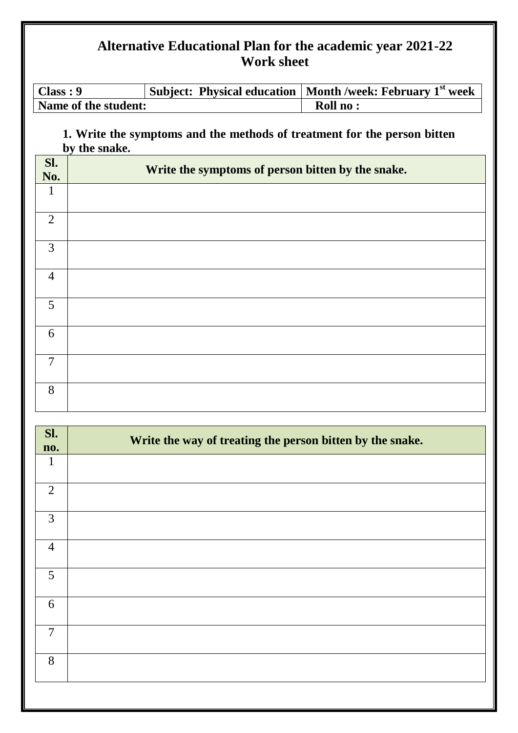# Alternative Educational Plan for the academic year 2021-22

## Work sheet

| Class : 9 | Subject: Physical education | Month /week: February 1st week |
|---|---|---|
| Name of the student: | | Roll no : |

**1. Write the symptoms and the methods of treatment for the person bitten by the snake.**

| Sl. No. | Write the symptoms of person bitten by the snake. |
|---|---|
| 1 | |
| 2 | |
| 3 | |
| 4 | |
| 5 | |
| 6 | |
| 7 | |
| 8 | |

| Sl. no. | Write the way of treating the person bitten by the snake. |
|---|---|
| 1 | |
| 2 | |
| 3 | |
| 4 | |
| 5 | |
| 6 | |
| 7 | |
| 8 | |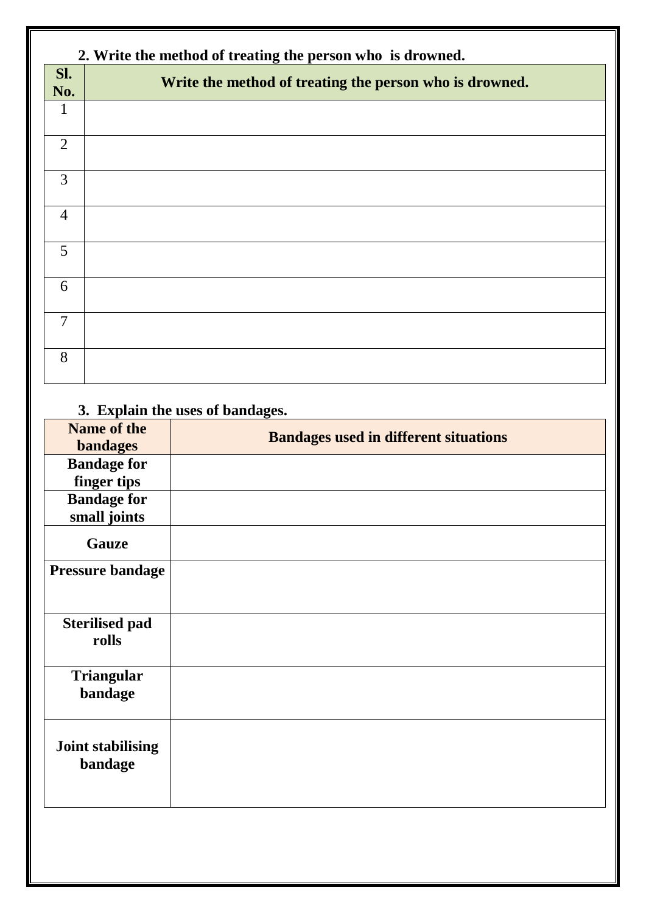**2. Write the method of treating the person who is drowned.**

| Sl. No. | Write the method of treating the person who is drowned. |
|---|---|
| 1 | |
| 2 | |
| 3 | |
| 4 | |
| 5 | |
| 6 | |
| 7 | |
| 8 | |

**3. Explain the uses of bandages.**

| Name of the bandages | Bandages used in different situations |
|---|---|
| **Bandage for finger tips** | |
| **Bandage for small joints** | |
| **Gauze** | |
| **Pressure bandage** | |
| **Sterilised pad rolls** | |
| **Triangular bandage** | |
| **Joint stabilising bandage** | |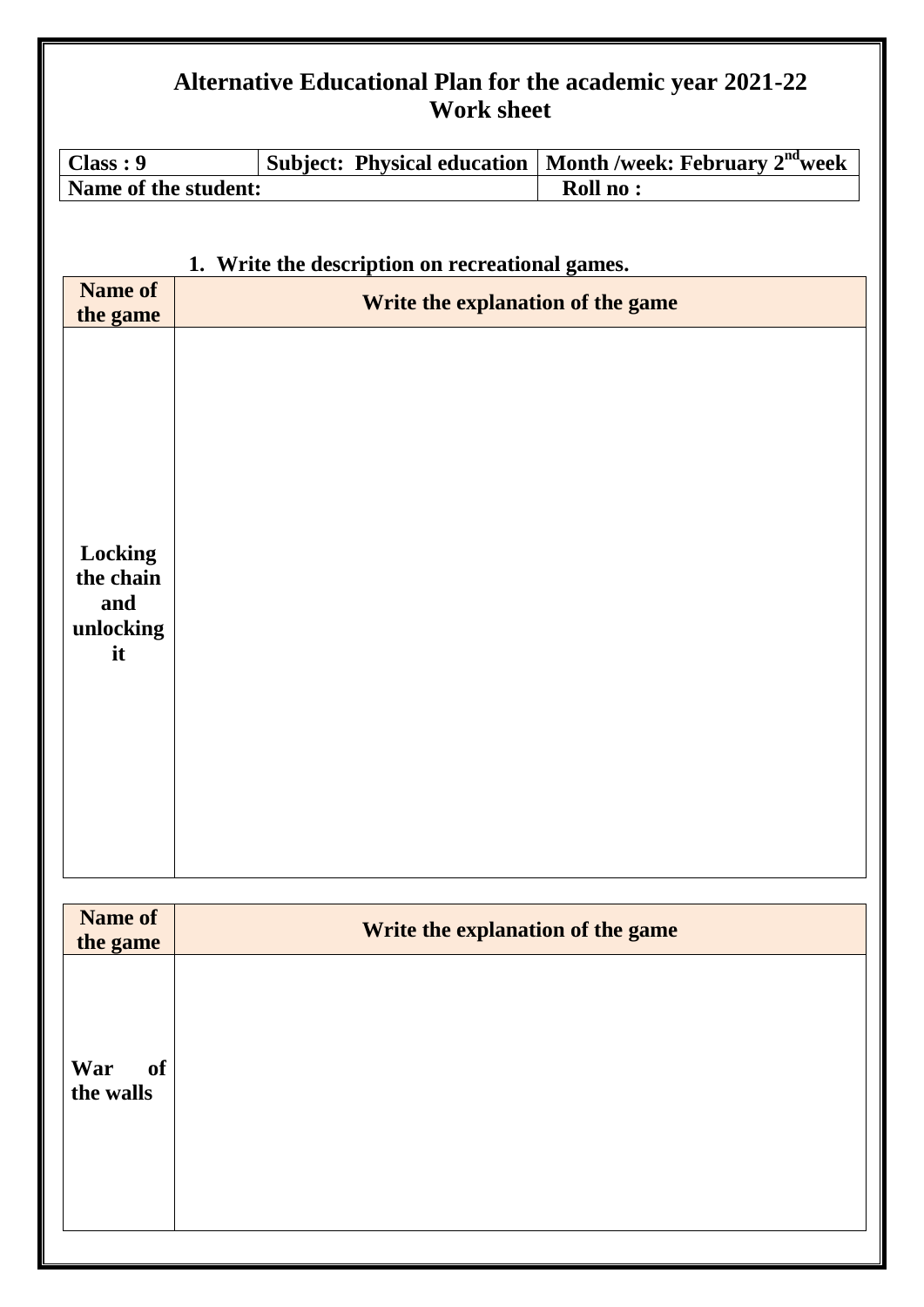# Alternative Educational Plan for the academic year 2021-22
## Work sheet

| Class : 9 | Subject: Physical education | Month /week: February 2nd week |
|---|---|---|
| Name of the student: | | Roll no : |

1. **Write the description on recreational games.**

| Name of the game | Write the explanation of the game |
|---|---|
| Locking the chain and unlocking it | |

| Name of the game | Write the explanation of the game |
|---|---|
| War of the walls | |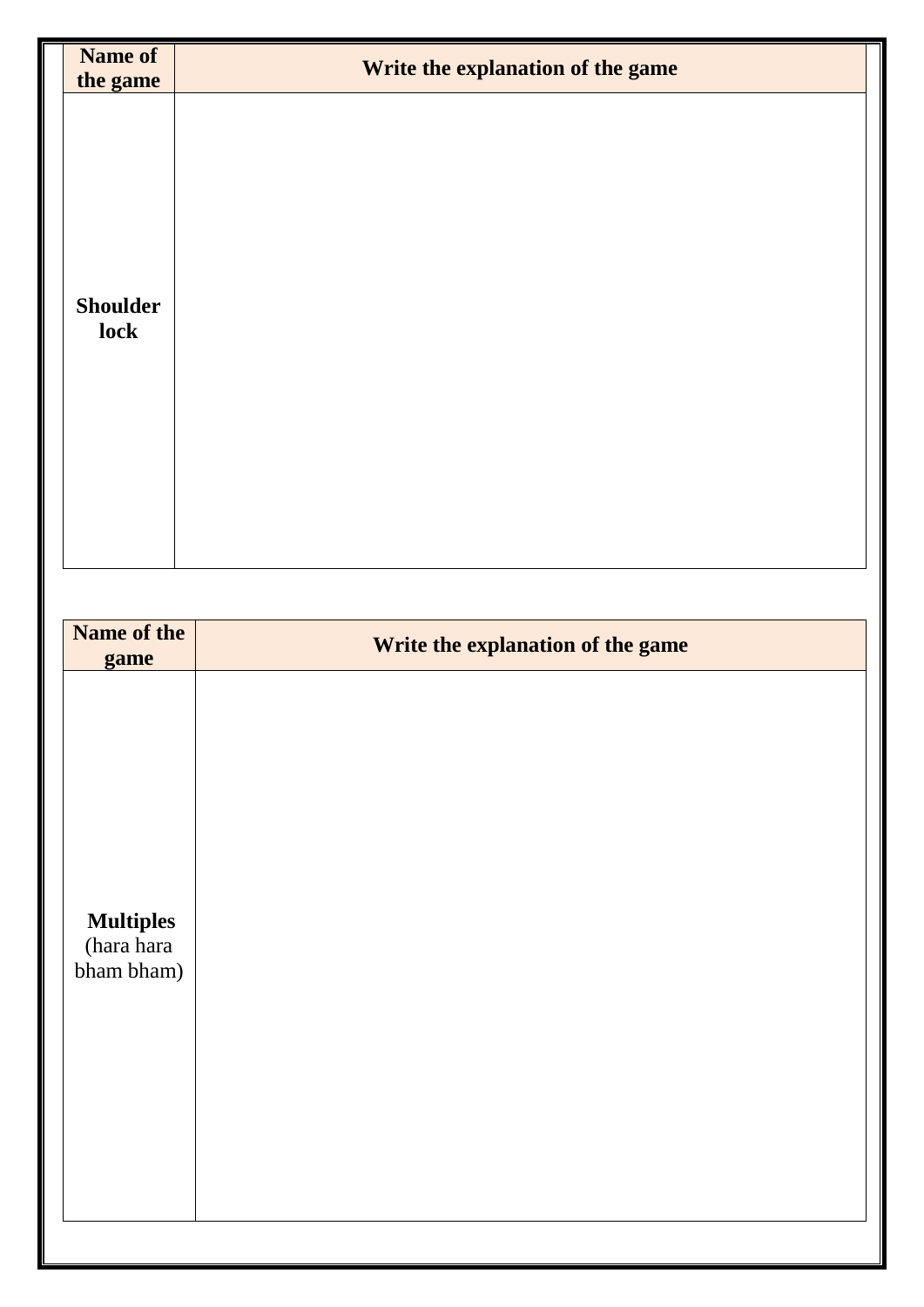| Name of the game | Write the explanation of the game |
| --- | --- |
| **Shoulder lock** | |

| Name of the game | Write the explanation of the game |
| --- | --- |
| **Multiples** (hara hara bham bham) | |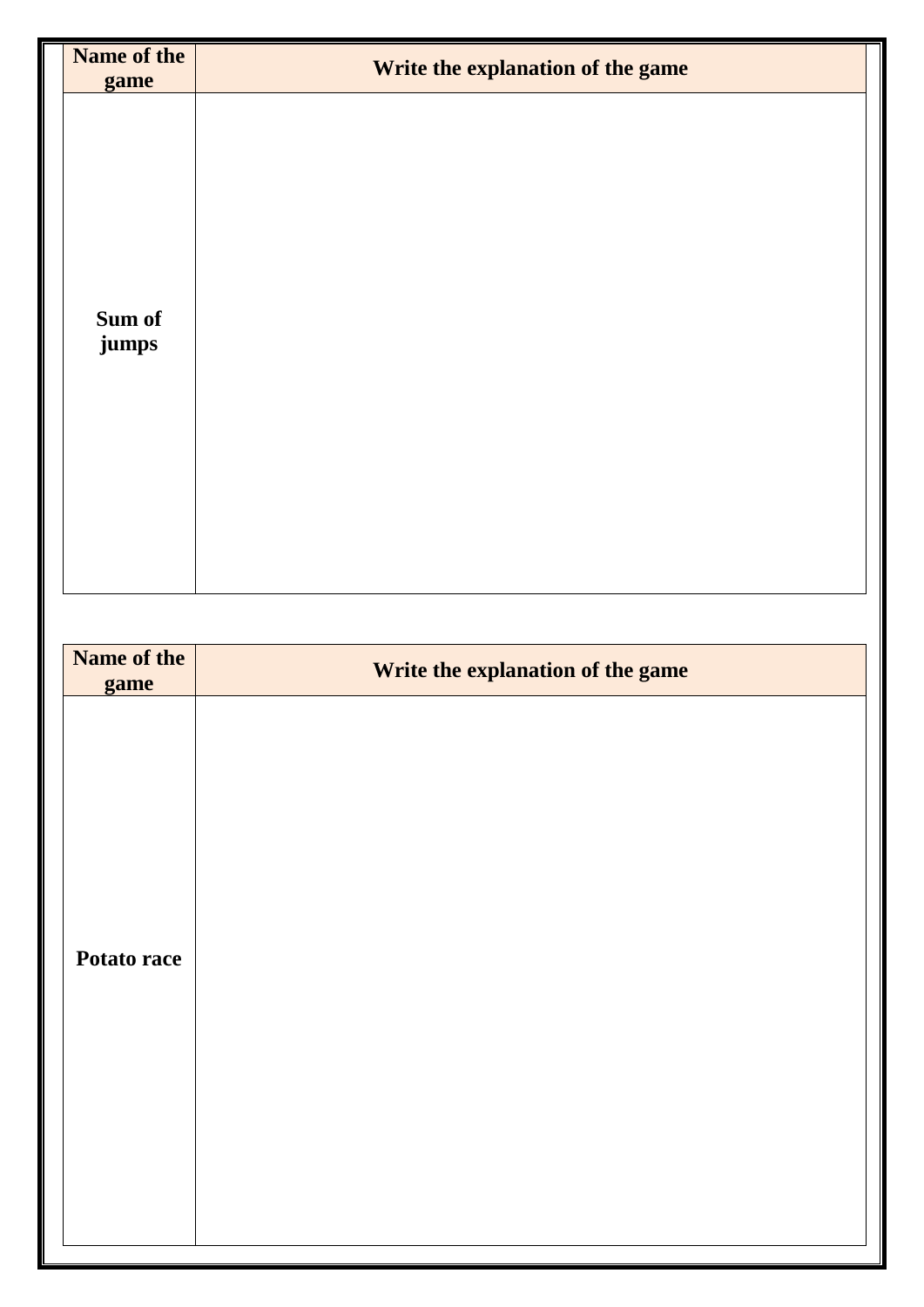| Name of the game | Write the explanation of the game |
|---|---|
| Sum of jumps | |

| Name of the game | Write the explanation of the game |
|---|---|
| Potato race | |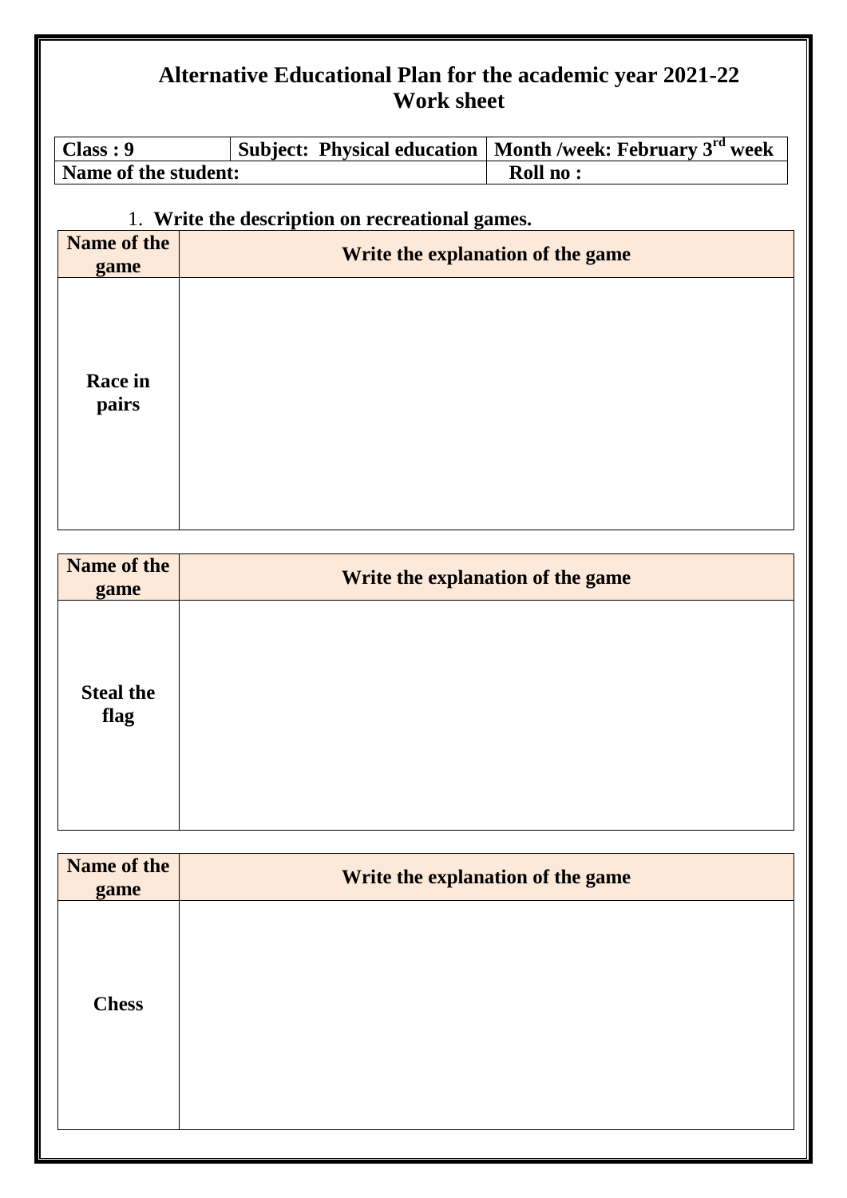# Alternative Educational Plan for the academic year 2021-22
## Work sheet

| **Class : 9** | **Subject: Physical education** | **Month /week: February 3rd week** |
|---|---|---|
| **Name of the student:** | | **Roll no :** |

1. **Write the description on recreational games.**

| Name of the game | Write the explanation of the game |
|---|---|
| **Race in pairs** | |

| Name of the game | Write the explanation of the game |
|---|---|
| **Steal the flag** | |

| Name of the game | Write the explanation of the game |
|---|---|
| **Chess** | |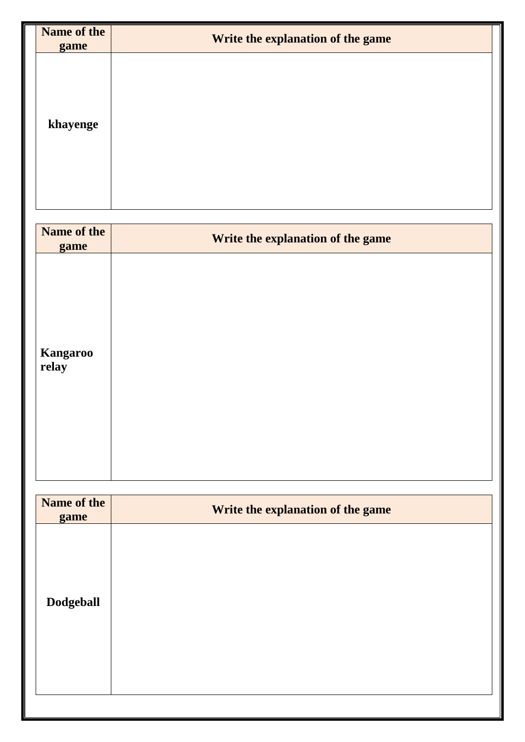| Name of the game | Write the explanation of the game |
| --- | --- |
| **khayenge** | |

| Name of the game | Write the explanation of the game |
| --- | --- |
| **Kangaroo relay** | |

| Name of the game | Write the explanation of the game |
| --- | --- |
| **Dodgeball** | |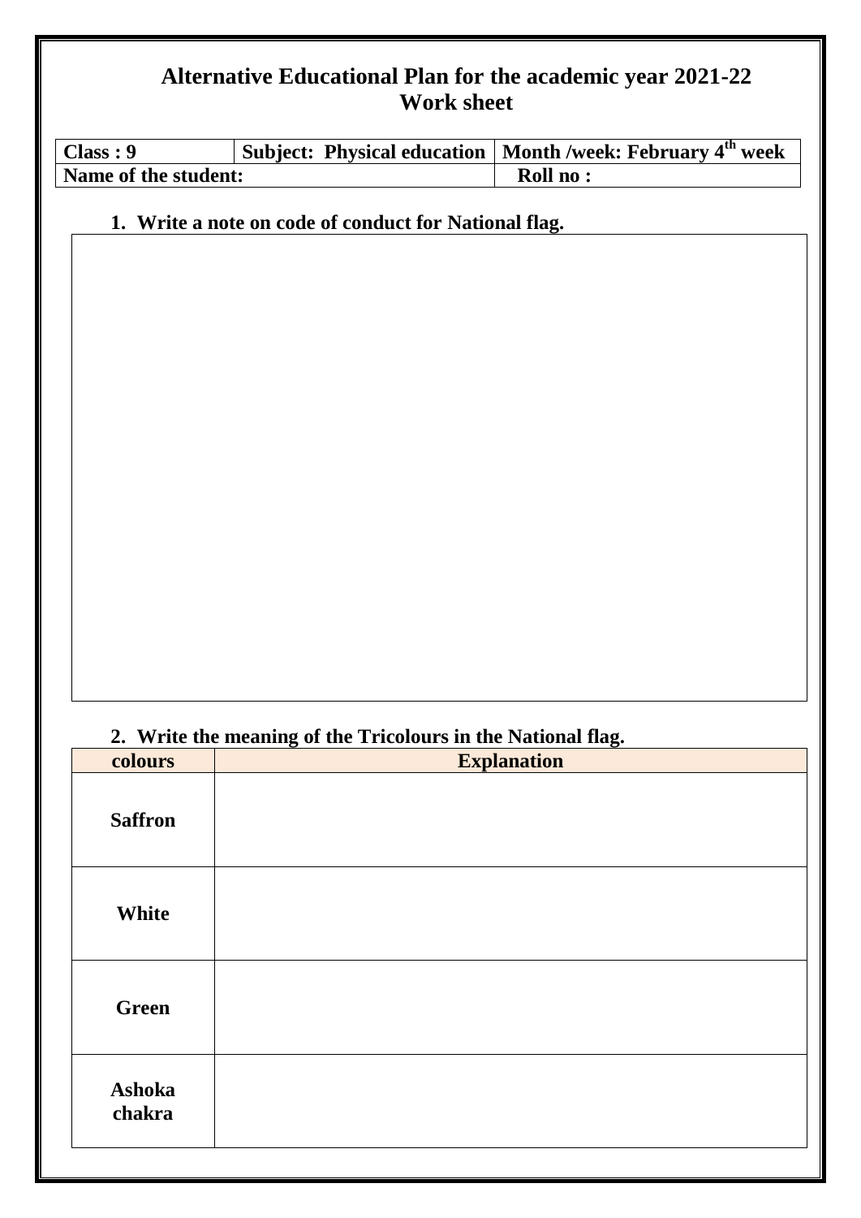# Alternative Educational Plan for the academic year 2021-22
## Work sheet

| Class : 9 | Subject: Physical education | Month /week: February 4th week |
|---|---|---|
| Name of the student: | | Roll no : |

**1. Write a note on code of conduct for National flag.**

**2. Write the meaning of the Tricolours in the National flag.**

| colours | Explanation |
|---|---|
| Saffron | |
| White | |
| Green | |
| Ashoka chakra | |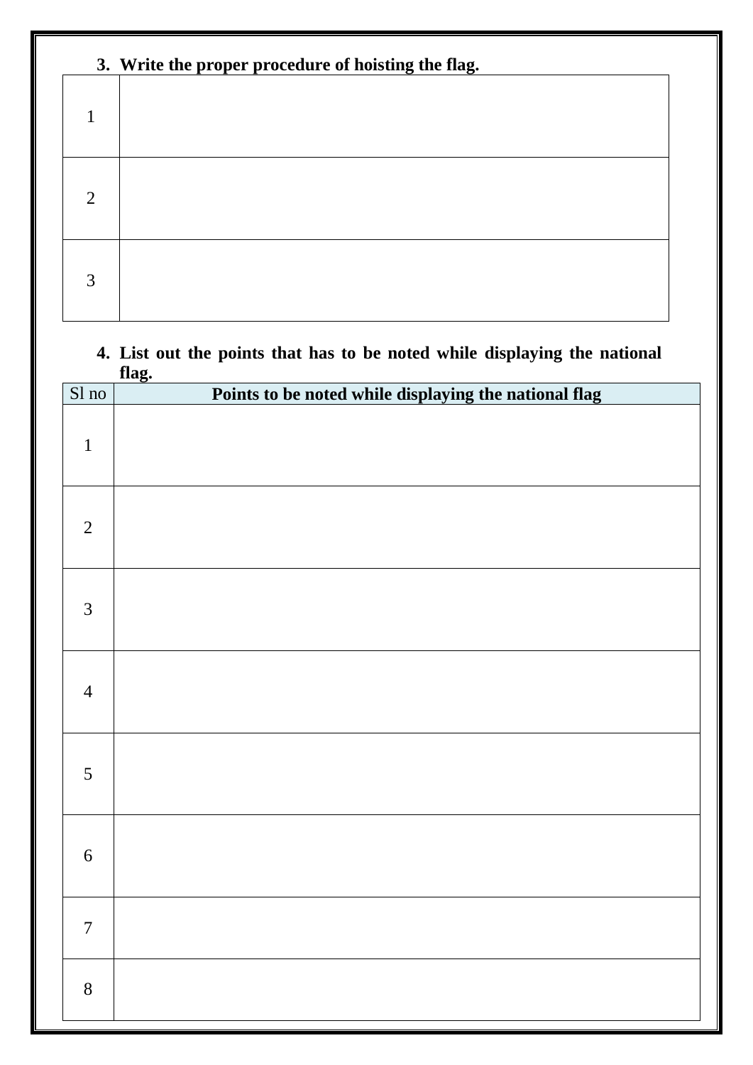**3. Write the proper procedure of hoisting the flag.**

| | |
|---|---|
| 1 | |
| 2 | |
| 3 | |

**4. List out the points that has to be noted while displaying the national flag.**

| Sl no | Points to be noted while displaying the national flag |
|---|---|
| 1 | |
| 2 | |
| 3 | |
| 4 | |
| 5 | |
| 6 | |
| 7 | |
| 8 | |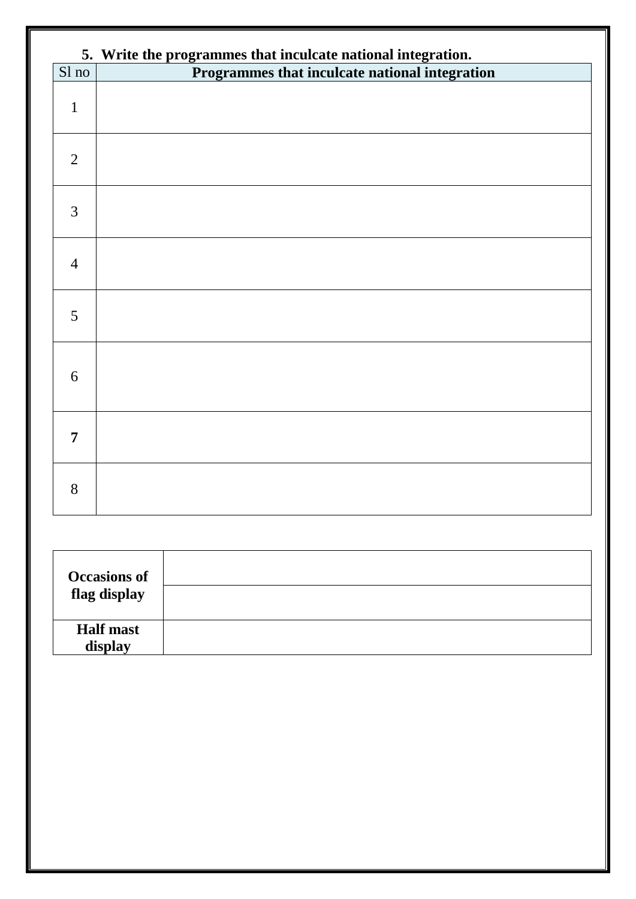5. **Write the programmes that inculcate national integration.**

| Sl no | Programmes that inculcate national integration |
|---|---|
| 1 | |
| 2 | |
| 3 | |
| 4 | |
| 5 | |
| 6 | |
| **7** | |
| 8 | |

| | |
|---|---|
| **Occasions of flag display** | |
| | |
| **Half mast display** | |